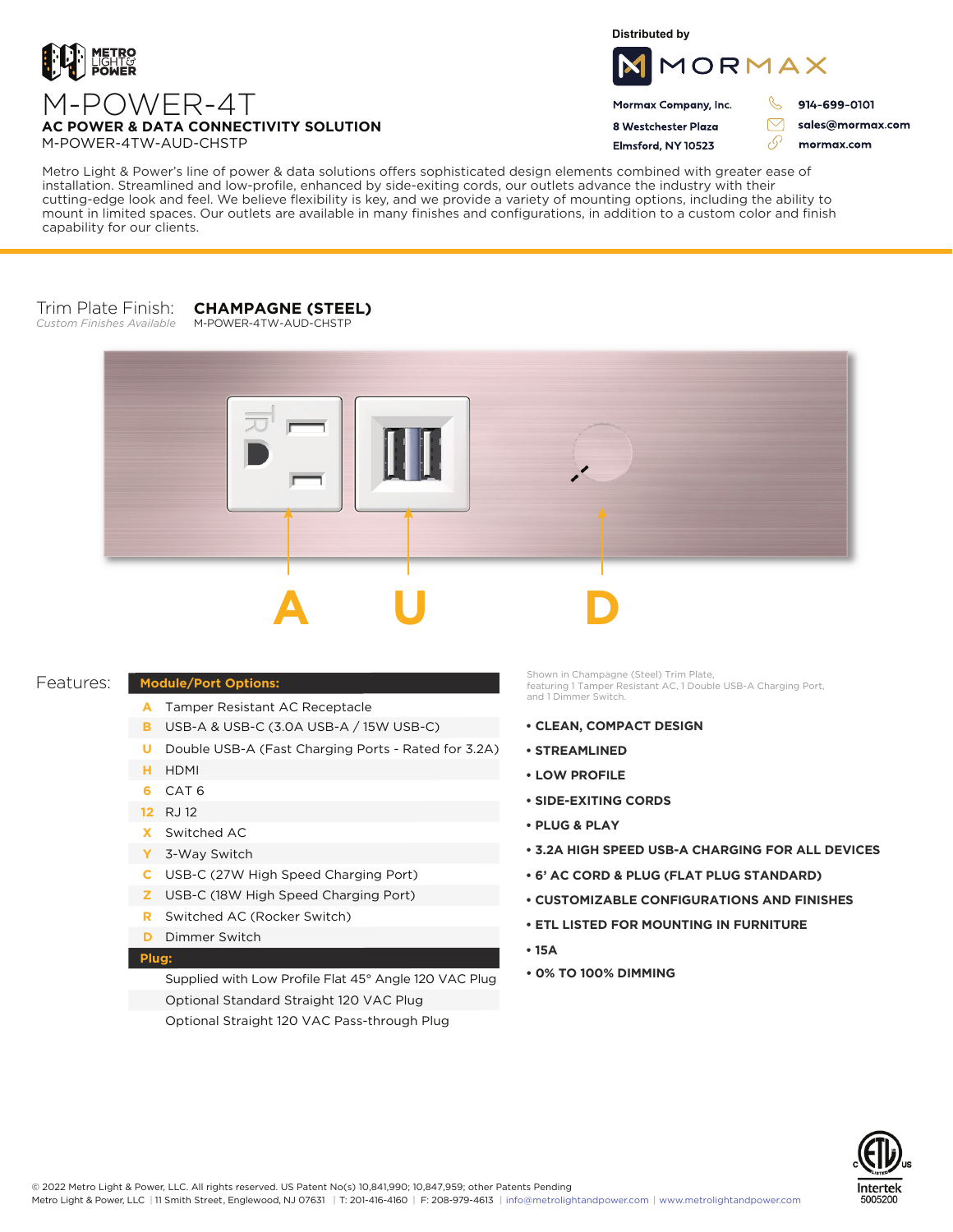METRO LIGHT & POWER

# M-POWER-4T

**AC POWER & DATA CONNECTIVITY SOLUTION**

M-POWER-4TW-AUD-CHSTP

Distributed by

MORMAX

**Mormax Company, Inc.**
**8 Westchester Plaza**
**Elmsford, NY 10523**

**914-699-0101**
**sales@mormax.com**
**mormax.com**

Metro Light & Power's line of power & data solutions offers sophisticated design elements combined with greater ease of installation. Streamlined and low-profile, enhanced by side-exiting cords, our outlets advance the industry with their cutting-edge look and feel. We believe flexibility is key, and we provide a variety of mounting options, including the ability to mount in limited spaces. Our outlets are available in many finishes and configurations, in addition to a custom color and finish capability for our clients.

Trim Plate Finish: **CHAMPAGNE (STEEL)**
*Custom Finishes Available*
M-POWER-4TW-AUD-CHSTP

**A** **U** **D**

## Features:

| **Module/Port Options:** | |
|---|---|
| A | Tamper Resistant AC Receptacle |
| B | USB-A & USB-C (3.0A USB-A / 15W USB-C) |
| U | Double USB-A (Fast Charging Ports - Rated for 3.2A) |
| H | HDMI |
| 6 | CAT 6 |
| 12 | RJ 12 |
| X | Switched AC |
| Y | 3-Way Switch |
| C | USB-C (27W High Speed Charging Port) |
| Z | USB-C (18W High Speed Charging Port) |
| R | Switched AC (Rocker Switch) |
| D | Dimmer Switch |
| **Plug:** | |
| | Supplied with Low Profile Flat 45° Angle 120 VAC Plug |
| | Optional Standard Straight 120 VAC Plug |
| | Optional Straight 120 VAC Pass-through Plug |

Shown in Champagne (Steel) Trim Plate, featuring 1 Tamper Resistant AC, 1 Double USB-A Charging Port, and 1 Dimmer Switch.

- **CLEAN, COMPACT DESIGN**
- **STREAMLINED**
- **LOW PROFILE**
- **SIDE-EXITING CORDS**
- **PLUG & PLAY**
- **3.2A HIGH SPEED USB-A CHARGING FOR ALL DEVICES**
- **6' AC CORD & PLUG (FLAT PLUG STANDARD)**
- **CUSTOMIZABLE CONFIGURATIONS AND FINISHES**
- **ETL LISTED FOR MOUNTING IN FURNITURE**
- **15A**
- **0% TO 100% DIMMING**

© 2022 Metro Light & Power, LLC. All rights reserved. US Patent No(s) 10,841,990; 10,847,959; other Patents Pending
Metro Light & Power, LLC | 11 Smith Street, Englewood, NJ 07631 | T: 201-416-4160 | F: 208-979-4613 | info@metrolightandpower.com | www.metrolightandpower.com

Intertek 5005200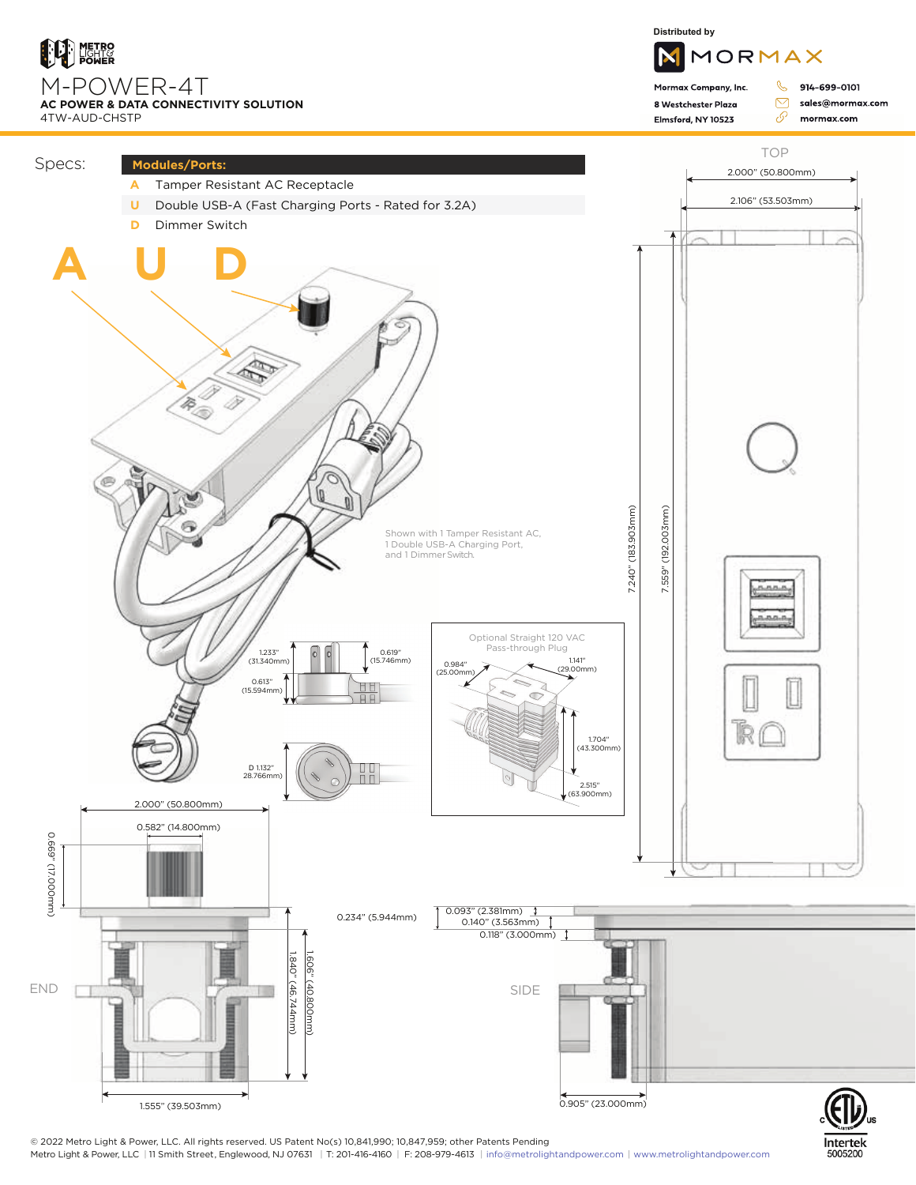METRO LIGHT & POWER

# M-POWER-4T

**AC POWER & DATA CONNECTIVITY SOLUTION**

4TW-AUD-CHSTP

Distributed by

MORMAX

Mormax Company, Inc.
8 Westchester Plaza
Elmsford, NY 10523

914-699-0101
sales@mormax.com
mormax.com

## Specs:

**Modules/Ports:**

- **A** Tamper Resistant AC Receptacle
- **U** Double USB-A (Fast Charging Ports - Rated for 3.2A)
- **D** Dimmer Switch

A U D

Shown with 1 Tamper Resistant AC, 1 Double USB-A Charging Port, and 1 Dimmer Switch.

1.233" (31.340mm)
0.619" (15.746mm)
0.613" (15.594mm)
D 1.132" 28.766mm)

Optional Straight 120 VAC Pass-through Plug
0.984" (25.00mm)
1.141" (29.00mm)
1.704" (43.300mm)
2.515" (63.900mm)

TOP
2.000" (50.800mm)
2.106" (53.503mm)
7.240" (183.903mm)
7.559" (192.003mm)

END
2.000" (50.800mm)
0.582" (14.800mm)
0.669" (17.000mm)
1.840" (46.744mm)
1.606" (40.800mm)
1.555" (39.503mm)

SIDE
0.234" (5.944mm)
0.093" (2.381mm)
0.140" (3.563mm)
0.118" (3.000mm)
0.905" (23.000mm)

Intertek 5005200

© 2022 Metro Light & Power, LLC. All rights reserved. US Patent No(s) 10,841,990; 10,847,959; other Patents Pending
Metro Light & Power, LLC | 11 Smith Street, Englewood, NJ 07631 | T: 201-416-4160 | F: 208-979-4613 | info@metrolightandpower.com | www.metrolightandpower.com